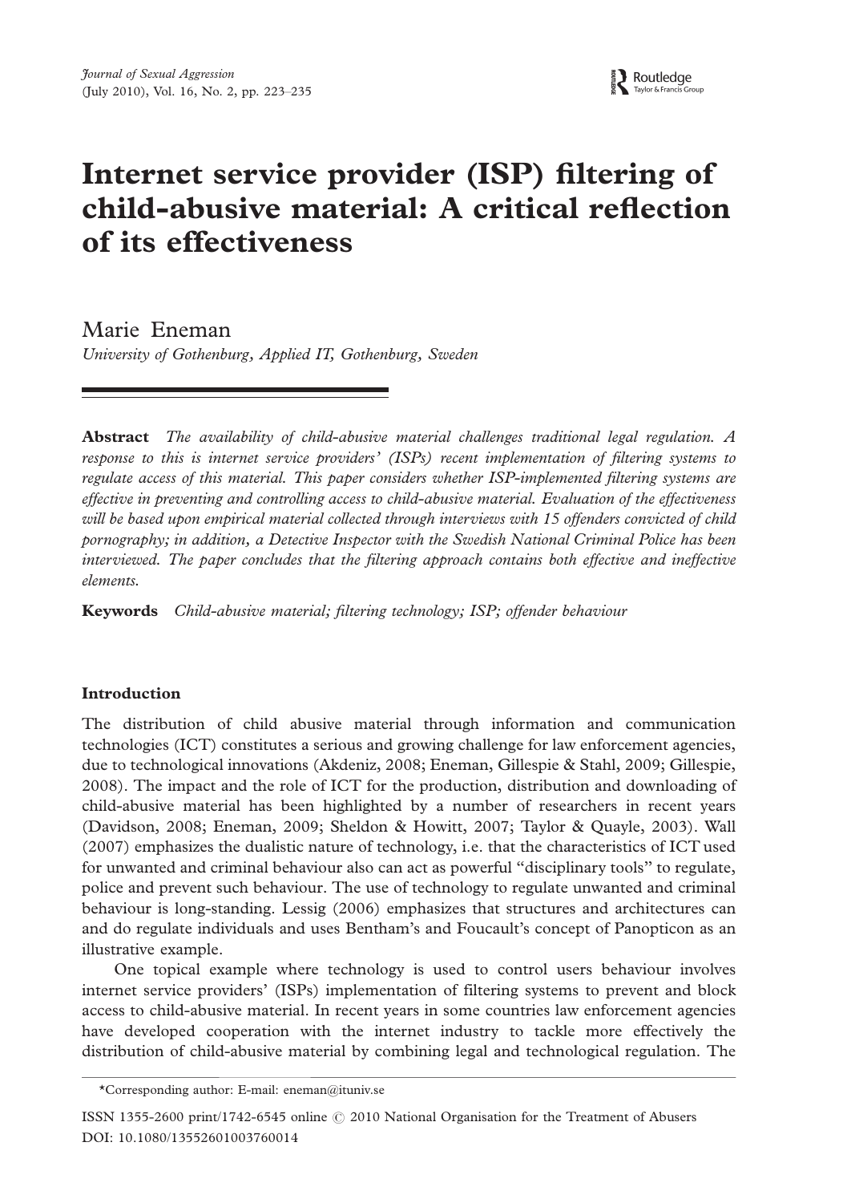# Internet service provider (ISP) filtering of child-abusive material: A critical reflection of its effectiveness

Marie Eneman

*University of Gothenburg, Applied IT, Gothenburg, Sweden*

**Abstract** *The availability of child-abusive material challenges traditional legal regulation. A response to this is internet service providers' (ISPs) recent implementation of filtering systems to regulate access of this material. This paper considers whether ISP-implemented filtering systems are effective in preventing and controlling access to child-abusive material. Evaluation of the effectiveness will be based upon empirical material collected through interviews with 15 offenders convicted of child pornography; in addition, a Detective Inspector with the Swedish National Criminal Police has been interviewed. The paper concludes that the filtering approach contains both effective and ineffective elements.*

**Keywords** *Child-abusive material; filtering technology; ISP; offender behaviour*

## Introduction

The distribution of child abusive material through information and communication technologies (ICT) constitutes a serious and growing challenge for law enforcement agencies, due to technological innovations (Akdeniz, 2008; Eneman, Gillespie & Stahl, 2009; Gillespie, 2008). The impact and the role of ICT for the production, distribution and downloading of child-abusive material has been highlighted by a number of researchers in recent years (Davidson, 2008; Eneman, 2009; Sheldon & Howitt, 2007; Taylor & Quayle, 2003). Wall (2007) emphasizes the dualistic nature of technology, i.e. that the characteristics of ICT used for unwanted and criminal behaviour also can act as powerful "disciplinary tools" to regulate, police and prevent such behaviour. The use of technology to regulate unwanted and criminal behaviour is long-standing. Lessig (2006) emphasizes that structures and architectures can and do regulate individuals and uses Bentham's and Foucault's concept of Panopticon as an illustrative example.

One topical example where technology is used to control users behaviour involves internet service providers' (ISPs) implementation of filtering systems to prevent and block access to child-abusive material. In recent years in some countries law enforcement agencies have developed cooperation with the internet industry to tackle more effectively the distribution of child-abusive material by combining legal and technological regulation. The

*Corresponding author: E-mail: eneman@ituniv.se

ISSN 1355-2600 print/1742-6545 online © 2010 National Organisation for the Treatment of Abusers
DOI: 10.1080/13552601003760014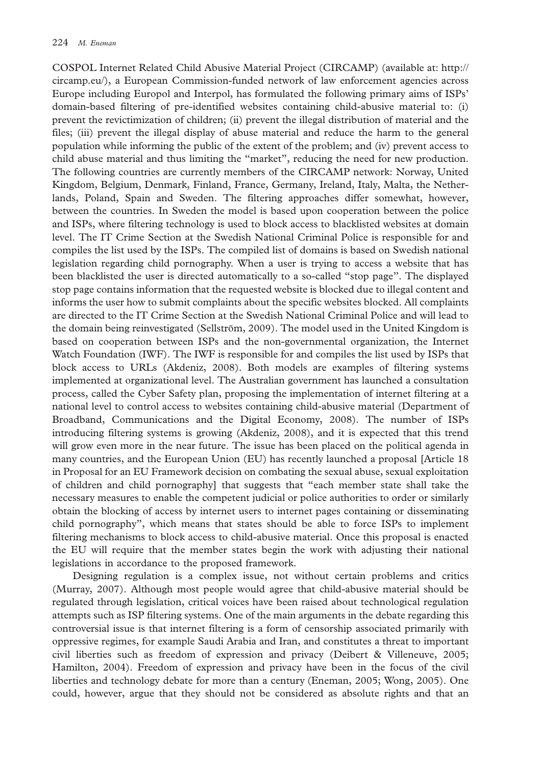COSPOL Internet Related Child Abusive Material Project (CIRCAMP) (available at: http://circamp.eu/), a European Commission-funded network of law enforcement agencies across Europe including Europol and Interpol, has formulated the following primary aims of ISPs' domain-based filtering of pre-identified websites containing child-abusive material to: (i) prevent the revictimization of children; (ii) prevent the illegal distribution of material and the files; (iii) prevent the illegal display of abuse material and reduce the harm to the general population while informing the public of the extent of the problem; and (iv) prevent access to child abuse material and thus limiting the "market", reducing the need for new production. The following countries are currently members of the CIRCAMP network: Norway, United Kingdom, Belgium, Denmark, Finland, France, Germany, Ireland, Italy, Malta, the Netherlands, Poland, Spain and Sweden. The filtering approaches differ somewhat, however, between the countries. In Sweden the model is based upon cooperation between the police and ISPs, where filtering technology is used to block access to blacklisted websites at domain level. The IT Crime Section at the Swedish National Criminal Police is responsible for and compiles the list used by the ISPs. The compiled list of domains is based on Swedish national legislation regarding child pornography. When a user is trying to access a website that has been blacklisted the user is directed automatically to a so-called "stop page". The displayed stop page contains information that the requested website is blocked due to illegal content and informs the user how to submit complaints about the specific websites blocked. All complaints are directed to the IT Crime Section at the Swedish National Criminal Police and will lead to the domain being reinvestigated (Sellström, 2009). The model used in the United Kingdom is based on cooperation between ISPs and the non-governmental organization, the Internet Watch Foundation (IWF). The IWF is responsible for and compiles the list used by ISPs that block access to URLs (Akdeniz, 2008). Both models are examples of filtering systems implemented at organizational level. The Australian government has launched a consultation process, called the Cyber Safety plan, proposing the implementation of internet filtering at a national level to control access to websites containing child-abusive material (Department of Broadband, Communications and the Digital Economy, 2008). The number of ISPs introducing filtering systems is growing (Akdeniz, 2008), and it is expected that this trend will grow even more in the near future. The issue has been placed on the political agenda in many countries, and the European Union (EU) has recently launched a proposal [Article 18 in Proposal for an EU Framework decision on combating the sexual abuse, sexual exploitation of children and child pornography] that suggests that "each member state shall take the necessary measures to enable the competent judicial or police authorities to order or similarly obtain the blocking of access by internet users to internet pages containing or disseminating child pornography", which means that states should be able to force ISPs to implement filtering mechanisms to block access to child-abusive material. Once this proposal is enacted the EU will require that the member states begin the work with adjusting their national legislations in accordance to the proposed framework.

Designing regulation is a complex issue, not without certain problems and critics (Murray, 2007). Although most people would agree that child-abusive material should be regulated through legislation, critical voices have been raised about technological regulation attempts such as ISP filtering systems. One of the main arguments in the debate regarding this controversial issue is that internet filtering is a form of censorship associated primarily with oppressive regimes, for example Saudi Arabia and Iran, and constitutes a threat to important civil liberties such as freedom of expression and privacy (Deibert & Villeneuve, 2005; Hamilton, 2004). Freedom of expression and privacy have been in the focus of the civil liberties and technology debate for more than a century (Eneman, 2005; Wong, 2005). One could, however, argue that they should not be considered as absolute rights and that an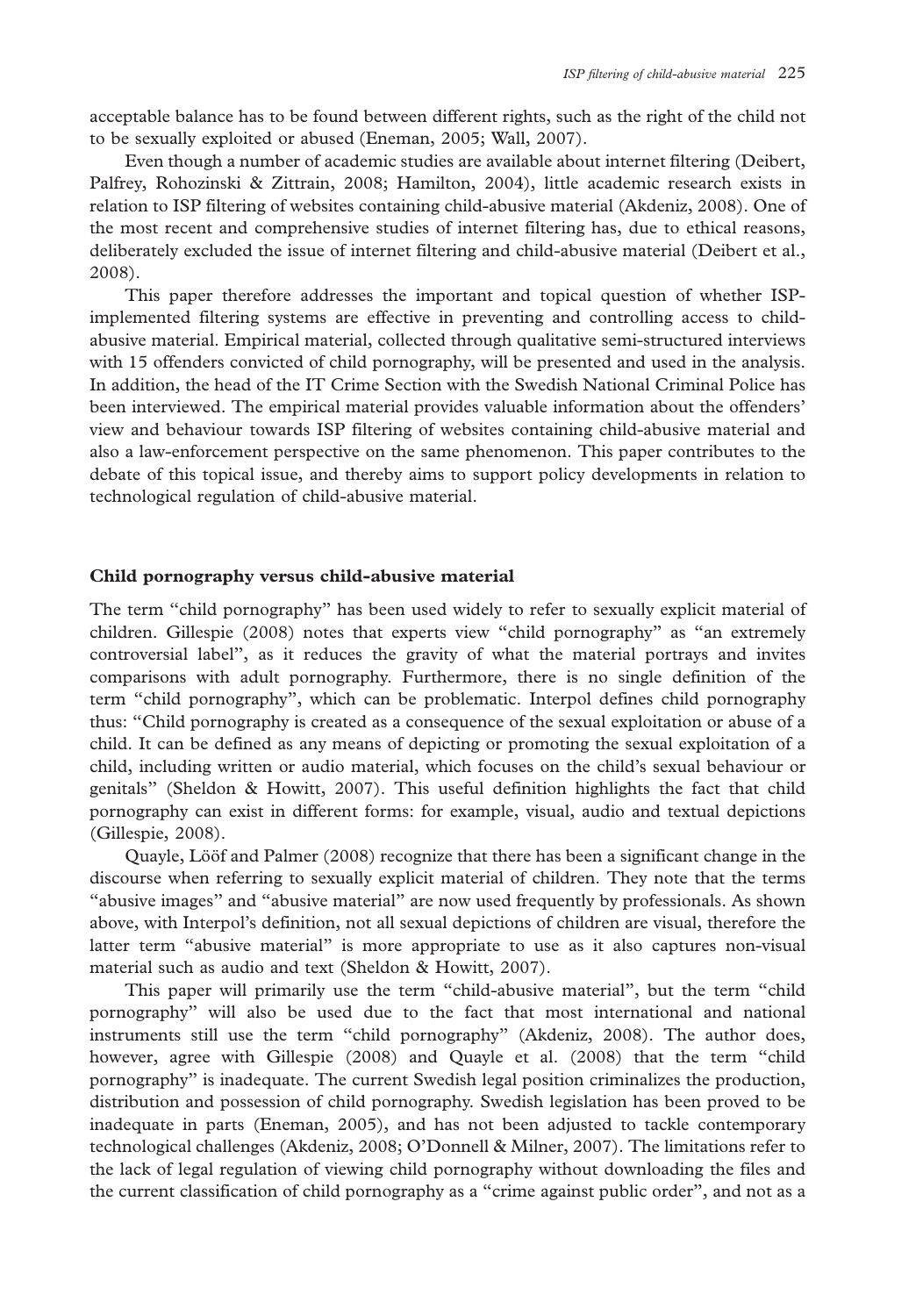acceptable balance has to be found between different rights, such as the right of the child not to be sexually exploited or abused (Eneman, 2005; Wall, 2007).

Even though a number of academic studies are available about internet filtering (Deibert, Palfrey, Rohozinski & Zittrain, 2008; Hamilton, 2004), little academic research exists in relation to ISP filtering of websites containing child-abusive material (Akdeniz, 2008). One of the most recent and comprehensive studies of internet filtering has, due to ethical reasons, deliberately excluded the issue of internet filtering and child-abusive material (Deibert et al., 2008).

This paper therefore addresses the important and topical question of whether ISP-implemented filtering systems are effective in preventing and controlling access to child-abusive material. Empirical material, collected through qualitative semi-structured interviews with 15 offenders convicted of child pornography, will be presented and used in the analysis. In addition, the head of the IT Crime Section with the Swedish National Criminal Police has been interviewed. The empirical material provides valuable information about the offenders' view and behaviour towards ISP filtering of websites containing child-abusive material and also a law-enforcement perspective on the same phenomenon. This paper contributes to the debate of this topical issue, and thereby aims to support policy developments in relation to technological regulation of child-abusive material.

## Child pornography versus child-abusive material

The term "child pornography" has been used widely to refer to sexually explicit material of children. Gillespie (2008) notes that experts view "child pornography" as "an extremely controversial label", as it reduces the gravity of what the material portrays and invites comparisons with adult pornography. Furthermore, there is no single definition of the term "child pornography", which can be problematic. Interpol defines child pornography thus: "Child pornography is created as a consequence of the sexual exploitation or abuse of a child. It can be defined as any means of depicting or promoting the sexual exploitation of a child, including written or audio material, which focuses on the child's sexual behaviour or genitals" (Sheldon & Howitt, 2007). This useful definition highlights the fact that child pornography can exist in different forms: for example, visual, audio and textual depictions (Gillespie, 2008).

Quayle, Lööf and Palmer (2008) recognize that there has been a significant change in the discourse when referring to sexually explicit material of children. They note that the terms "abusive images" and "abusive material" are now used frequently by professionals. As shown above, with Interpol's definition, not all sexual depictions of children are visual, therefore the latter term "abusive material" is more appropriate to use as it also captures non-visual material such as audio and text (Sheldon & Howitt, 2007).

This paper will primarily use the term "child-abusive material", but the term "child pornography" will also be used due to the fact that most international and national instruments still use the term "child pornography" (Akdeniz, 2008). The author does, however, agree with Gillespie (2008) and Quayle et al. (2008) that the term "child pornography" is inadequate. The current Swedish legal position criminalizes the production, distribution and possession of child pornography. Swedish legislation has been proved to be inadequate in parts (Eneman, 2005), and has not been adjusted to tackle contemporary technological challenges (Akdeniz, 2008; O'Donnell & Milner, 2007). The limitations refer to the lack of legal regulation of viewing child pornography without downloading the files and the current classification of child pornography as a "crime against public order", and not as a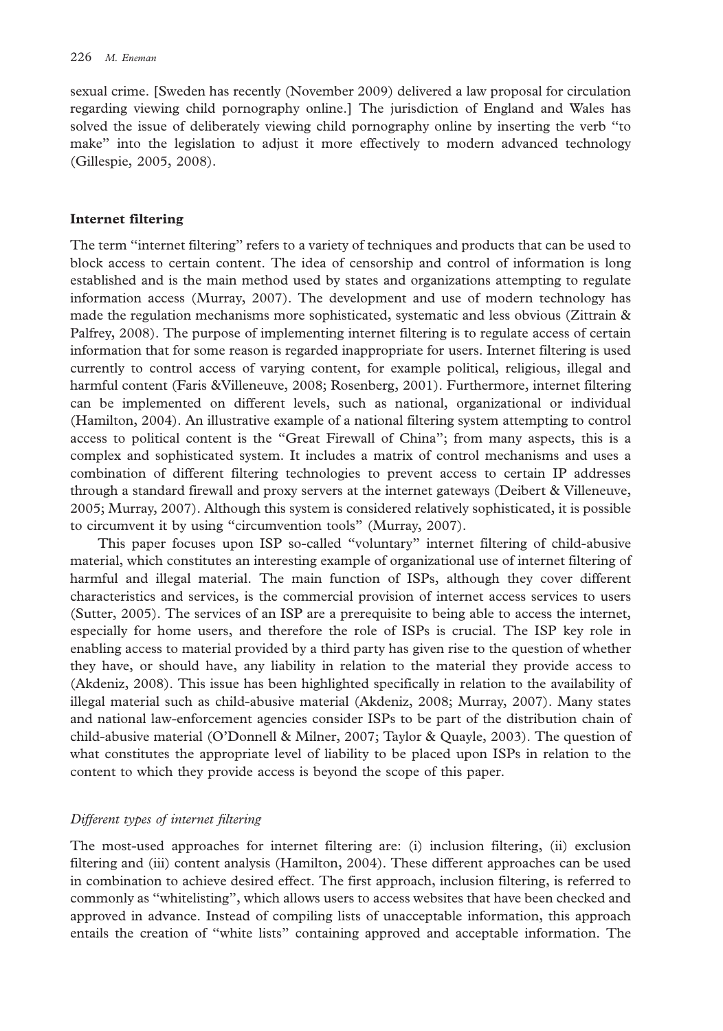sexual crime. [Sweden has recently (November 2009) delivered a law proposal for circulation regarding viewing child pornography online.] The jurisdiction of England and Wales has solved the issue of deliberately viewing child pornography online by inserting the verb "to make" into the legislation to adjust it more effectively to modern advanced technology (Gillespie, 2005, 2008).

## Internet filtering

The term "internet filtering" refers to a variety of techniques and products that can be used to block access to certain content. The idea of censorship and control of information is long established and is the main method used by states and organizations attempting to regulate information access (Murray, 2007). The development and use of modern technology has made the regulation mechanisms more sophisticated, systematic and less obvious (Zittrain & Palfrey, 2008). The purpose of implementing internet filtering is to regulate access of certain information that for some reason is regarded inappropriate for users. Internet filtering is used currently to control access of varying content, for example political, religious, illegal and harmful content (Faris &Villeneuve, 2008; Rosenberg, 2001). Furthermore, internet filtering can be implemented on different levels, such as national, organizational or individual (Hamilton, 2004). An illustrative example of a national filtering system attempting to control access to political content is the "Great Firewall of China"; from many aspects, this is a complex and sophisticated system. It includes a matrix of control mechanisms and uses a combination of different filtering technologies to prevent access to certain IP addresses through a standard firewall and proxy servers at the internet gateways (Deibert & Villeneuve, 2005; Murray, 2007). Although this system is considered relatively sophisticated, it is possible to circumvent it by using "circumvention tools" (Murray, 2007).

This paper focuses upon ISP so-called "voluntary" internet filtering of child-abusive material, which constitutes an interesting example of organizational use of internet filtering of harmful and illegal material. The main function of ISPs, although they cover different characteristics and services, is the commercial provision of internet access services to users (Sutter, 2005). The services of an ISP are a prerequisite to being able to access the internet, especially for home users, and therefore the role of ISPs is crucial. The ISP key role in enabling access to material provided by a third party has given rise to the question of whether they have, or should have, any liability in relation to the material they provide access to (Akdeniz, 2008). This issue has been highlighted specifically in relation to the availability of illegal material such as child-abusive material (Akdeniz, 2008; Murray, 2007). Many states and national law-enforcement agencies consider ISPs to be part of the distribution chain of child-abusive material (O'Donnell & Milner, 2007; Taylor & Quayle, 2003). The question of what constitutes the appropriate level of liability to be placed upon ISPs in relation to the content to which they provide access is beyond the scope of this paper.

### *Different types of internet filtering*

The most-used approaches for internet filtering are: (i) inclusion filtering, (ii) exclusion filtering and (iii) content analysis (Hamilton, 2004). These different approaches can be used in combination to achieve desired effect. The first approach, inclusion filtering, is referred to commonly as "whitelisting", which allows users to access websites that have been checked and approved in advance. Instead of compiling lists of unacceptable information, this approach entails the creation of "white lists" containing approved and acceptable information. The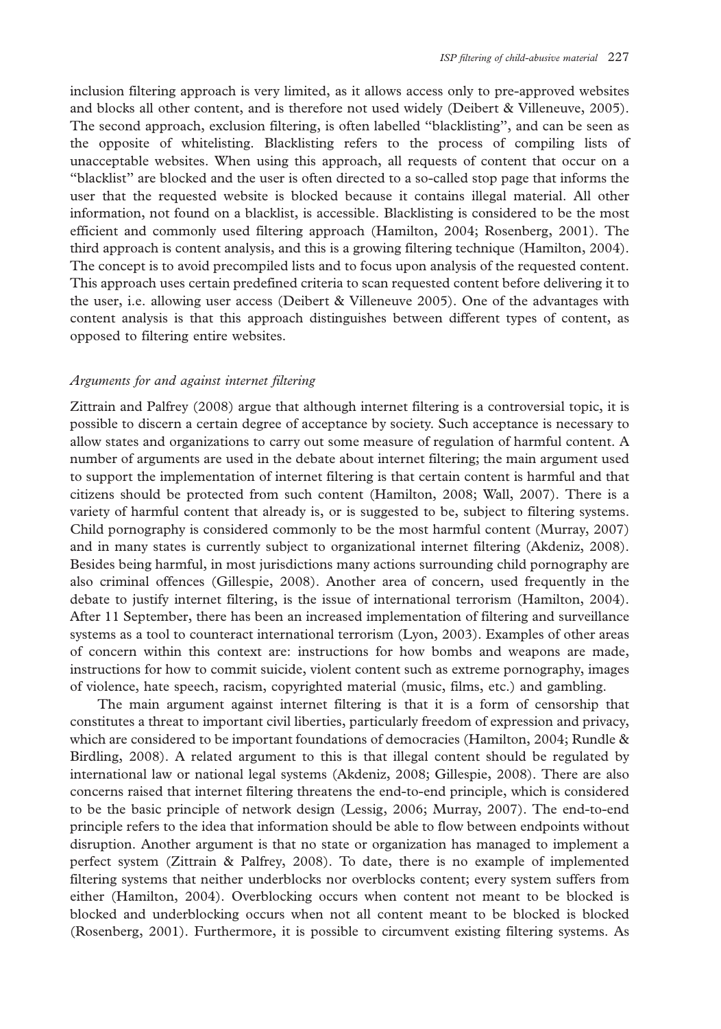inclusion filtering approach is very limited, as it allows access only to pre-approved websites and blocks all other content, and is therefore not used widely (Deibert & Villeneuve, 2005). The second approach, exclusion filtering, is often labelled "blacklisting", and can be seen as the opposite of whitelisting. Blacklisting refers to the process of compiling lists of unacceptable websites. When using this approach, all requests of content that occur on a "blacklist" are blocked and the user is often directed to a so-called stop page that informs the user that the requested website is blocked because it contains illegal material. All other information, not found on a blacklist, is accessible. Blacklisting is considered to be the most efficient and commonly used filtering approach (Hamilton, 2004; Rosenberg, 2001). The third approach is content analysis, and this is a growing filtering technique (Hamilton, 2004). The concept is to avoid precompiled lists and to focus upon analysis of the requested content. This approach uses certain predefined criteria to scan requested content before delivering it to the user, i.e. allowing user access (Deibert & Villeneuve 2005). One of the advantages with content analysis is that this approach distinguishes between different types of content, as opposed to filtering entire websites.

### *Arguments for and against internet filtering*

Zittrain and Palfrey (2008) argue that although internet filtering is a controversial topic, it is possible to discern a certain degree of acceptance by society. Such acceptance is necessary to allow states and organizations to carry out some measure of regulation of harmful content. A number of arguments are used in the debate about internet filtering; the main argument used to support the implementation of internet filtering is that certain content is harmful and that citizens should be protected from such content (Hamilton, 2008; Wall, 2007). There is a variety of harmful content that already is, or is suggested to be, subject to filtering systems. Child pornography is considered commonly to be the most harmful content (Murray, 2007) and in many states is currently subject to organizational internet filtering (Akdeniz, 2008). Besides being harmful, in most jurisdictions many actions surrounding child pornography are also criminal offences (Gillespie, 2008). Another area of concern, used frequently in the debate to justify internet filtering, is the issue of international terrorism (Hamilton, 2004). After 11 September, there has been an increased implementation of filtering and surveillance systems as a tool to counteract international terrorism (Lyon, 2003). Examples of other areas of concern within this context are: instructions for how bombs and weapons are made, instructions for how to commit suicide, violent content such as extreme pornography, images of violence, hate speech, racism, copyrighted material (music, films, etc.) and gambling.

The main argument against internet filtering is that it is a form of censorship that constitutes a threat to important civil liberties, particularly freedom of expression and privacy, which are considered to be important foundations of democracies (Hamilton, 2004; Rundle & Birdling, 2008). A related argument to this is that illegal content should be regulated by international law or national legal systems (Akdeniz, 2008; Gillespie, 2008). There are also concerns raised that internet filtering threatens the end-to-end principle, which is considered to be the basic principle of network design (Lessig, 2006; Murray, 2007). The end-to-end principle refers to the idea that information should be able to flow between endpoints without disruption. Another argument is that no state or organization has managed to implement a perfect system (Zittrain & Palfrey, 2008). To date, there is no example of implemented filtering systems that neither underblocks nor overblocks content; every system suffers from either (Hamilton, 2004). Overblocking occurs when content not meant to be blocked is blocked and underblocking occurs when not all content meant to be blocked is blocked (Rosenberg, 2001). Furthermore, it is possible to circumvent existing filtering systems. As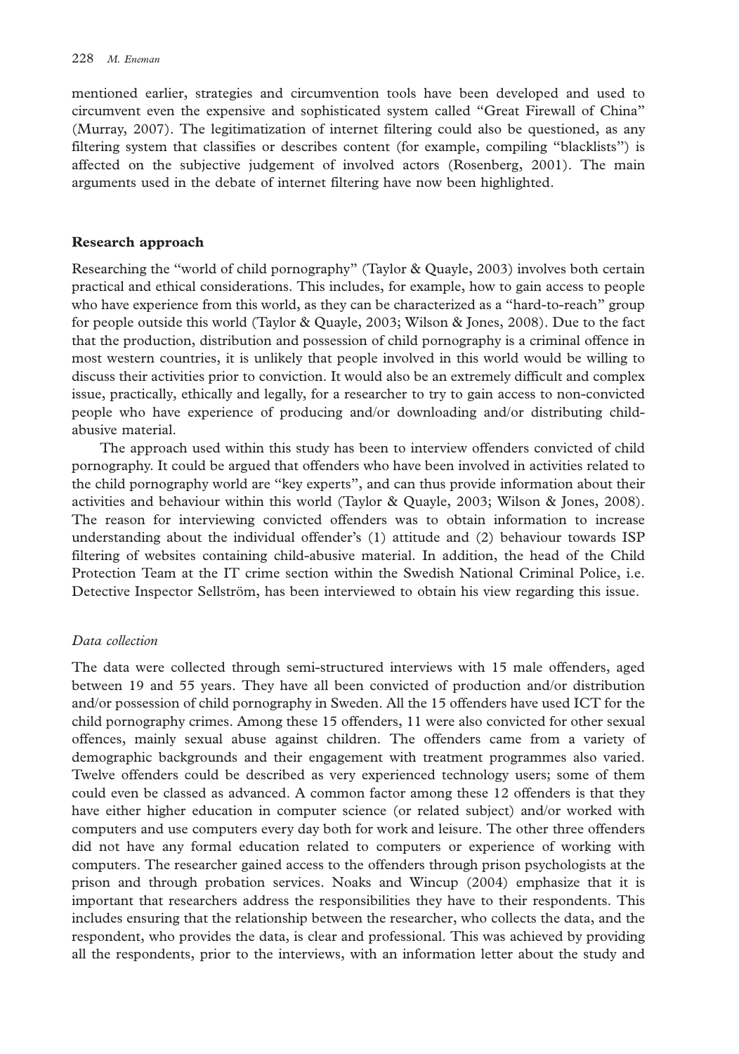mentioned earlier, strategies and circumvention tools have been developed and used to circumvent even the expensive and sophisticated system called "Great Firewall of China" (Murray, 2007). The legitimatization of internet filtering could also be questioned, as any filtering system that classifies or describes content (for example, compiling "blacklists") is affected on the subjective judgement of involved actors (Rosenberg, 2001). The main arguments used in the debate of internet filtering have now been highlighted.

## Research approach

Researching the "world of child pornography" (Taylor & Quayle, 2003) involves both certain practical and ethical considerations. This includes, for example, how to gain access to people who have experience from this world, as they can be characterized as a "hard-to-reach" group for people outside this world (Taylor & Quayle, 2003; Wilson & Jones, 2008). Due to the fact that the production, distribution and possession of child pornography is a criminal offence in most western countries, it is unlikely that people involved in this world would be willing to discuss their activities prior to conviction. It would also be an extremely difficult and complex issue, practically, ethically and legally, for a researcher to try to gain access to non-convicted people who have experience of producing and/or downloading and/or distributing child-abusive material.

The approach used within this study has been to interview offenders convicted of child pornography. It could be argued that offenders who have been involved in activities related to the child pornography world are "key experts", and can thus provide information about their activities and behaviour within this world (Taylor & Quayle, 2003; Wilson & Jones, 2008). The reason for interviewing convicted offenders was to obtain information to increase understanding about the individual offender's (1) attitude and (2) behaviour towards ISP filtering of websites containing child-abusive material. In addition, the head of the Child Protection Team at the IT crime section within the Swedish National Criminal Police, i.e. Detective Inspector Sellström, has been interviewed to obtain his view regarding this issue.

### *Data collection*

The data were collected through semi-structured interviews with 15 male offenders, aged between 19 and 55 years. They have all been convicted of production and/or distribution and/or possession of child pornography in Sweden. All the 15 offenders have used ICT for the child pornography crimes. Among these 15 offenders, 11 were also convicted for other sexual offences, mainly sexual abuse against children. The offenders came from a variety of demographic backgrounds and their engagement with treatment programmes also varied. Twelve offenders could be described as very experienced technology users; some of them could even be classed as advanced. A common factor among these 12 offenders is that they have either higher education in computer science (or related subject) and/or worked with computers and use computers every day both for work and leisure. The other three offenders did not have any formal education related to computers or experience of working with computers. The researcher gained access to the offenders through prison psychologists at the prison and through probation services. Noaks and Wincup (2004) emphasize that it is important that researchers address the responsibilities they have to their respondents. This includes ensuring that the relationship between the researcher, who collects the data, and the respondent, who provides the data, is clear and professional. This was achieved by providing all the respondents, prior to the interviews, with an information letter about the study and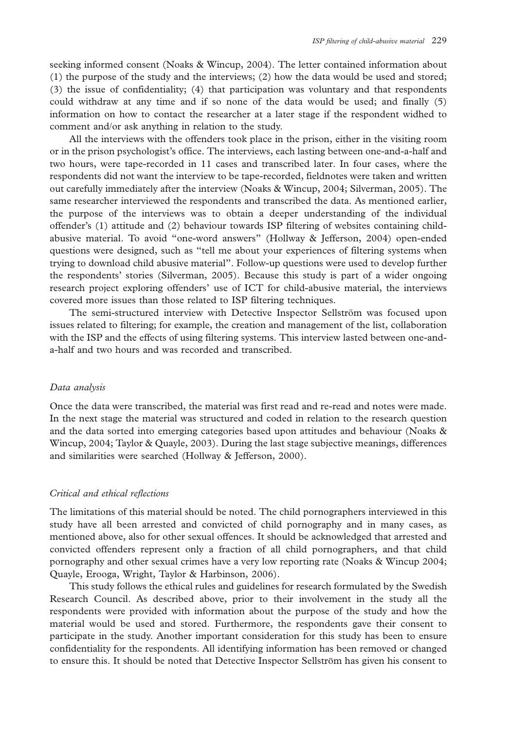seeking informed consent (Noaks & Wincup, 2004). The letter contained information about (1) the purpose of the study and the interviews; (2) how the data would be used and stored; (3) the issue of confidentiality; (4) that participation was voluntary and that respondents could withdraw at any time and if so none of the data would be used; and finally (5) information on how to contact the researcher at a later stage if the respondent widhed to comment and/or ask anything in relation to the study.

All the interviews with the offenders took place in the prison, either in the visiting room or in the prison psychologist's office. The interviews, each lasting between one-and-a-half and two hours, were tape-recorded in 11 cases and transcribed later. In four cases, where the respondents did not want the interview to be tape-recorded, fieldnotes were taken and written out carefully immediately after the interview (Noaks & Wincup, 2004; Silverman, 2005). The same researcher interviewed the respondents and transcribed the data. As mentioned earlier, the purpose of the interviews was to obtain a deeper understanding of the individual offender's (1) attitude and (2) behaviour towards ISP filtering of websites containing child-abusive material. To avoid "one-word answers" (Hollway & Jefferson, 2004) open-ended questions were designed, such as "tell me about your experiences of filtering systems when trying to download child abusive material". Follow-up questions were used to develop further the respondents' stories (Silverman, 2005). Because this study is part of a wider ongoing research project exploring offenders' use of ICT for child-abusive material, the interviews covered more issues than those related to ISP filtering techniques.

The semi-structured interview with Detective Inspector Sellström was focused upon issues related to filtering; for example, the creation and management of the list, collaboration with the ISP and the effects of using filtering systems. This interview lasted between one-and-a-half and two hours and was recorded and transcribed.

### *Data analysis*

Once the data were transcribed, the material was first read and re-read and notes were made. In the next stage the material was structured and coded in relation to the research question and the data sorted into emerging categories based upon attitudes and behaviour (Noaks & Wincup, 2004; Taylor & Quayle, 2003). During the last stage subjective meanings, differences and similarities were searched (Hollway & Jefferson, 2000).

### *Critical and ethical reflections*

The limitations of this material should be noted. The child pornographers interviewed in this study have all been arrested and convicted of child pornography and in many cases, as mentioned above, also for other sexual offences. It should be acknowledged that arrested and convicted offenders represent only a fraction of all child pornographers, and that child pornography and other sexual crimes have a very low reporting rate (Noaks & Wincup 2004; Quayle, Erooga, Wright, Taylor & Harbinson, 2006).

This study follows the ethical rules and guidelines for research formulated by the Swedish Research Council. As described above, prior to their involvement in the study all the respondents were provided with information about the purpose of the study and how the material would be used and stored. Furthermore, the respondents gave their consent to participate in the study. Another important consideration for this study has been to ensure confidentiality for the respondents. All identifying information has been removed or changed to ensure this. It should be noted that Detective Inspector Sellström has given his consent to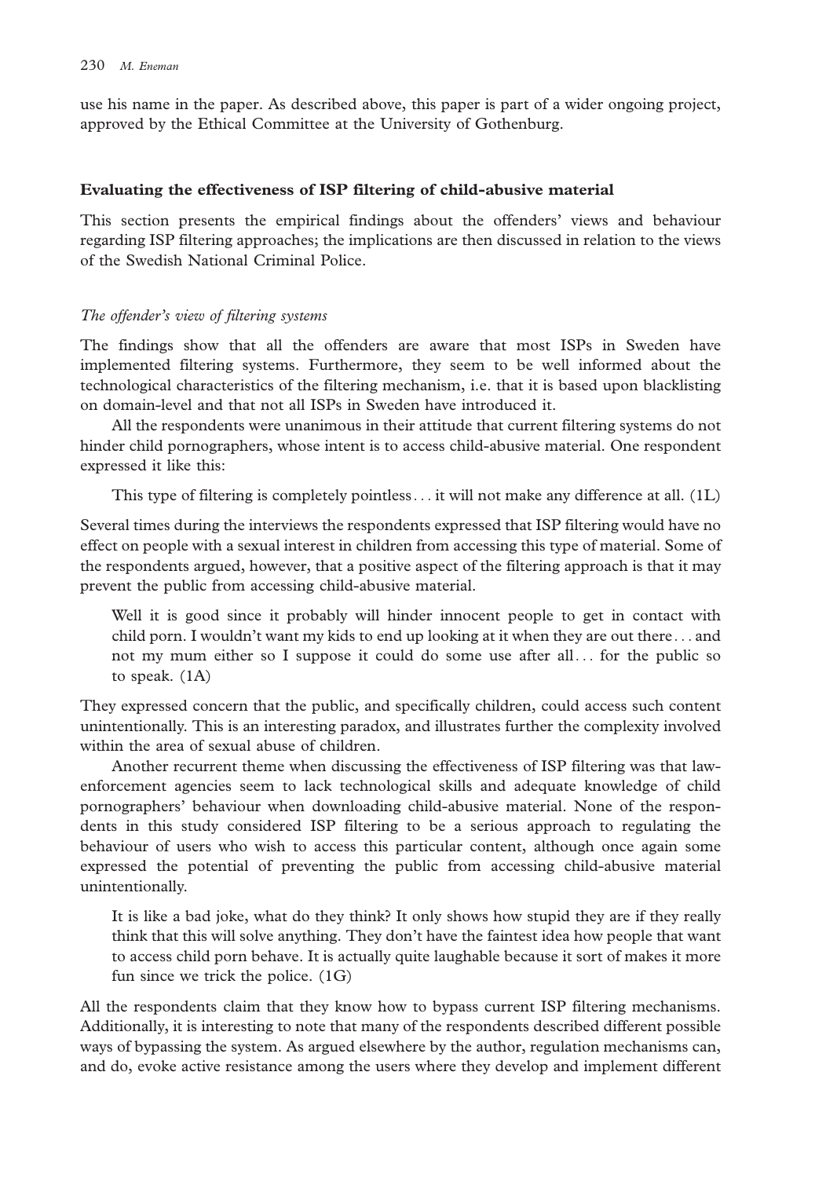use his name in the paper. As described above, this paper is part of a wider ongoing project, approved by the Ethical Committee at the University of Gothenburg.

## Evaluating the effectiveness of ISP filtering of child-abusive material

This section presents the empirical findings about the offenders' views and behaviour regarding ISP filtering approaches; the implications are then discussed in relation to the views of the Swedish National Criminal Police.

### *The offender's view of filtering systems*

The findings show that all the offenders are aware that most ISPs in Sweden have implemented filtering systems. Furthermore, they seem to be well informed about the technological characteristics of the filtering mechanism, i.e. that it is based upon blacklisting on domain-level and that not all ISPs in Sweden have introduced it.

All the respondents were unanimous in their attitude that current filtering systems do not hinder child pornographers, whose intent is to access child-abusive material. One respondent expressed it like this:

> This type of filtering is completely pointless… it will not make any difference at all. (1L)

Several times during the interviews the respondents expressed that ISP filtering would have no effect on people with a sexual interest in children from accessing this type of material. Some of the respondents argued, however, that a positive aspect of the filtering approach is that it may prevent the public from accessing child-abusive material.

> Well it is good since it probably will hinder innocent people to get in contact with child porn. I wouldn't want my kids to end up looking at it when they are out there… and not my mum either so I suppose it could do some use after all… for the public so to speak. (1A)

They expressed concern that the public, and specifically children, could access such content unintentionally. This is an interesting paradox, and illustrates further the complexity involved within the area of sexual abuse of children.

Another recurrent theme when discussing the effectiveness of ISP filtering was that law-enforcement agencies seem to lack technological skills and adequate knowledge of child pornographers' behaviour when downloading child-abusive material. None of the respondents in this study considered ISP filtering to be a serious approach to regulating the behaviour of users who wish to access this particular content, although once again some expressed the potential of preventing the public from accessing child-abusive material unintentionally.

> It is like a bad joke, what do they think? It only shows how stupid they are if they really think that this will solve anything. They don't have the faintest idea how people that want to access child porn behave. It is actually quite laughable because it sort of makes it more fun since we trick the police. (1G)

All the respondents claim that they know how to bypass current ISP filtering mechanisms. Additionally, it is interesting to note that many of the respondents described different possible ways of bypassing the system. As argued elsewhere by the author, regulation mechanisms can, and do, evoke active resistance among the users where they develop and implement different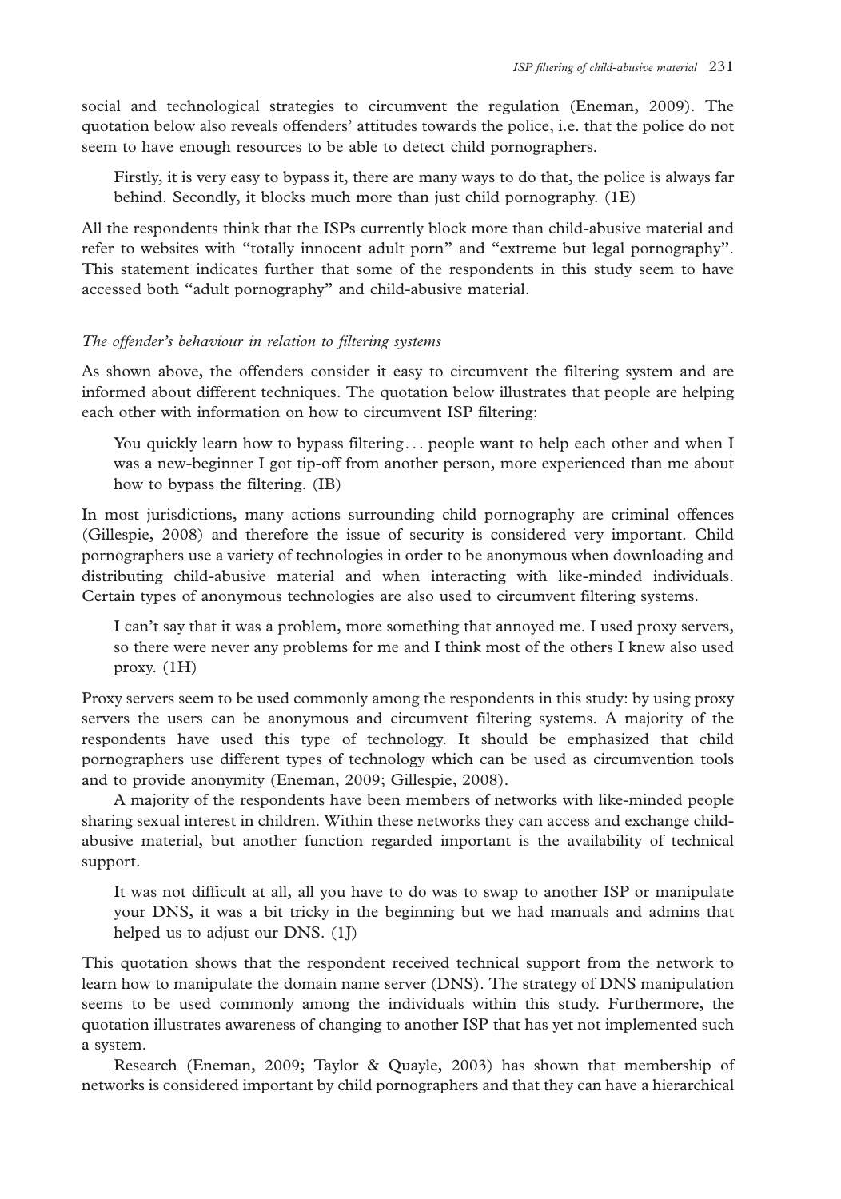social and technological strategies to circumvent the regulation (Eneman, 2009). The quotation below also reveals offenders' attitudes towards the police, i.e. that the police do not seem to have enough resources to be able to detect child pornographers.

> Firstly, it is very easy to bypass it, there are many ways to do that, the police is always far behind. Secondly, it blocks much more than just child pornography. (1E)

All the respondents think that the ISPs currently block more than child-abusive material and refer to websites with "totally innocent adult porn" and "extreme but legal pornography". This statement indicates further that some of the respondents in this study seem to have accessed both "adult pornography" and child-abusive material.

### *The offender's behaviour in relation to filtering systems*

As shown above, the offenders consider it easy to circumvent the filtering system and are informed about different techniques. The quotation below illustrates that people are helping each other with information on how to circumvent ISP filtering:

> You quickly learn how to bypass filtering... people want to help each other and when I was a new-beginner I got tip-off from another person, more experienced than me about how to bypass the filtering. (IB)

In most jurisdictions, many actions surrounding child pornography are criminal offences (Gillespie, 2008) and therefore the issue of security is considered very important. Child pornographers use a variety of technologies in order to be anonymous when downloading and distributing child-abusive material and when interacting with like-minded individuals. Certain types of anonymous technologies are also used to circumvent filtering systems.

> I can't say that it was a problem, more something that annoyed me. I used proxy servers, so there were never any problems for me and I think most of the others I knew also used proxy. (1H)

Proxy servers seem to be used commonly among the respondents in this study: by using proxy servers the users can be anonymous and circumvent filtering systems. A majority of the respondents have used this type of technology. It should be emphasized that child pornographers use different types of technology which can be used as circumvention tools and to provide anonymity (Eneman, 2009; Gillespie, 2008).

A majority of the respondents have been members of networks with like-minded people sharing sexual interest in children. Within these networks they can access and exchange child-abusive material, but another function regarded important is the availability of technical support.

> It was not difficult at all, all you have to do was to swap to another ISP or manipulate your DNS, it was a bit tricky in the beginning but we had manuals and admins that helped us to adjust our DNS. (1J)

This quotation shows that the respondent received technical support from the network to learn how to manipulate the domain name server (DNS). The strategy of DNS manipulation seems to be used commonly among the individuals within this study. Furthermore, the quotation illustrates awareness of changing to another ISP that has yet not implemented such a system.

Research (Eneman, 2009; Taylor & Quayle, 2003) has shown that membership of networks is considered important by child pornographers and that they can have a hierarchical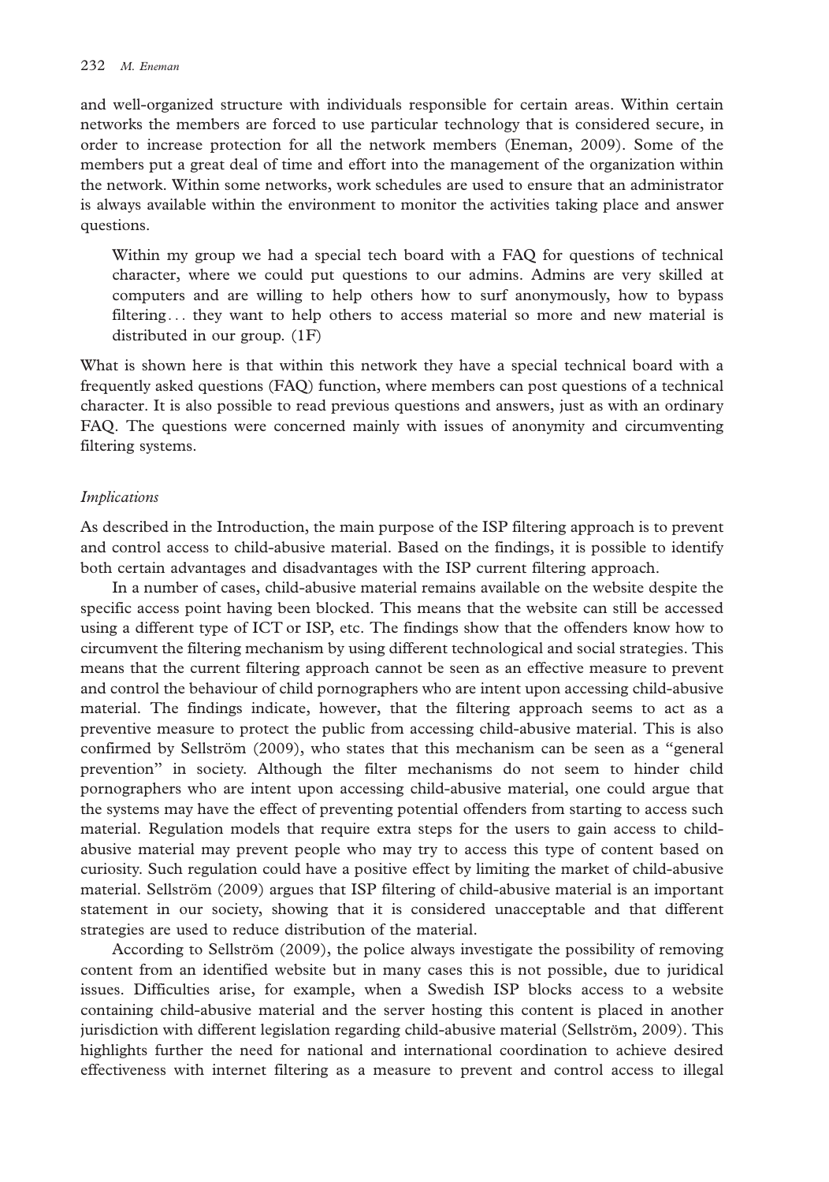and well-organized structure with individuals responsible for certain areas. Within certain networks the members are forced to use particular technology that is considered secure, in order to increase protection for all the network members (Eneman, 2009). Some of the members put a great deal of time and effort into the management of the organization within the network. Within some networks, work schedules are used to ensure that an administrator is always available within the environment to monitor the activities taking place and answer questions.

> Within my group we had a special tech board with a FAQ for questions of technical character, where we could put questions to our admins. Admins are very skilled at computers and are willing to help others how to surf anonymously, how to bypass filtering... they want to help others to access material so more and new material is distributed in our group. (1F)

What is shown here is that within this network they have a special technical board with a frequently asked questions (FAQ) function, where members can post questions of a technical character. It is also possible to read previous questions and answers, just as with an ordinary FAQ. The questions were concerned mainly with issues of anonymity and circumventing filtering systems.

### *Implications*

As described in the Introduction, the main purpose of the ISP filtering approach is to prevent and control access to child-abusive material. Based on the findings, it is possible to identify both certain advantages and disadvantages with the ISP current filtering approach.

In a number of cases, child-abusive material remains available on the website despite the specific access point having been blocked. This means that the website can still be accessed using a different type of ICT or ISP, etc. The findings show that the offenders know how to circumvent the filtering mechanism by using different technological and social strategies. This means that the current filtering approach cannot be seen as an effective measure to prevent and control the behaviour of child pornographers who are intent upon accessing child-abusive material. The findings indicate, however, that the filtering approach seems to act as a preventive measure to protect the public from accessing child-abusive material. This is also confirmed by Sellström (2009), who states that this mechanism can be seen as a "general prevention" in society. Although the filter mechanisms do not seem to hinder child pornographers who are intent upon accessing child-abusive material, one could argue that the systems may have the effect of preventing potential offenders from starting to access such material. Regulation models that require extra steps for the users to gain access to child-abusive material may prevent people who may try to access this type of content based on curiosity. Such regulation could have a positive effect by limiting the market of child-abusive material. Sellström (2009) argues that ISP filtering of child-abusive material is an important statement in our society, showing that it is considered unacceptable and that different strategies are used to reduce distribution of the material.

According to Sellström (2009), the police always investigate the possibility of removing content from an identified website but in many cases this is not possible, due to juridical issues. Difficulties arise, for example, when a Swedish ISP blocks access to a website containing child-abusive material and the server hosting this content is placed in another jurisdiction with different legislation regarding child-abusive material (Sellström, 2009). This highlights further the need for national and international coordination to achieve desired effectiveness with internet filtering as a measure to prevent and control access to illegal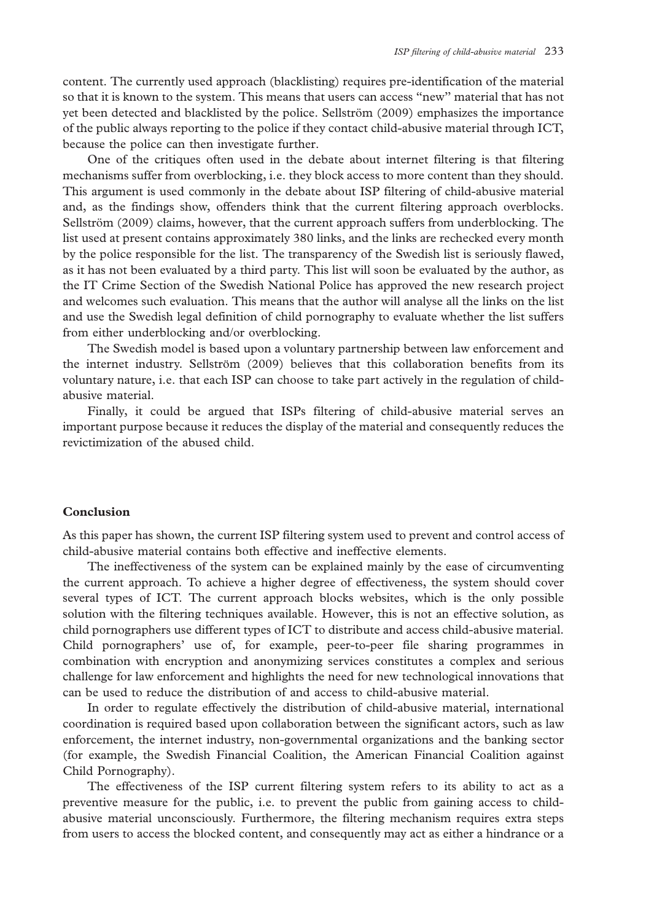content. The currently used approach (blacklisting) requires pre-identification of the material so that it is known to the system. This means that users can access "new" material that has not yet been detected and blacklisted by the police. Sellström (2009) emphasizes the importance of the public always reporting to the police if they contact child-abusive material through ICT, because the police can then investigate further.

One of the critiques often used in the debate about internet filtering is that filtering mechanisms suffer from overblocking, i.e. they block access to more content than they should. This argument is used commonly in the debate about ISP filtering of child-abusive material and, as the findings show, offenders think that the current filtering approach overblocks. Sellström (2009) claims, however, that the current approach suffers from underblocking. The list used at present contains approximately 380 links, and the links are rechecked every month by the police responsible for the list. The transparency of the Swedish list is seriously flawed, as it has not been evaluated by a third party. This list will soon be evaluated by the author, as the IT Crime Section of the Swedish National Police has approved the new research project and welcomes such evaluation. This means that the author will analyse all the links on the list and use the Swedish legal definition of child pornography to evaluate whether the list suffers from either underblocking and/or overblocking.

The Swedish model is based upon a voluntary partnership between law enforcement and the internet industry. Sellström (2009) believes that this collaboration benefits from its voluntary nature, i.e. that each ISP can choose to take part actively in the regulation of child-abusive material.

Finally, it could be argued that ISPs filtering of child-abusive material serves an important purpose because it reduces the display of the material and consequently reduces the revictimization of the abused child.

## Conclusion

As this paper has shown, the current ISP filtering system used to prevent and control access of child-abusive material contains both effective and ineffective elements.

The ineffectiveness of the system can be explained mainly by the ease of circumventing the current approach. To achieve a higher degree of effectiveness, the system should cover several types of ICT. The current approach blocks websites, which is the only possible solution with the filtering techniques available. However, this is not an effective solution, as child pornographers use different types of ICT to distribute and access child-abusive material. Child pornographers' use of, for example, peer-to-peer file sharing programmes in combination with encryption and anonymizing services constitutes a complex and serious challenge for law enforcement and highlights the need for new technological innovations that can be used to reduce the distribution of and access to child-abusive material.

In order to regulate effectively the distribution of child-abusive material, international coordination is required based upon collaboration between the significant actors, such as law enforcement, the internet industry, non-governmental organizations and the banking sector (for example, the Swedish Financial Coalition, the American Financial Coalition against Child Pornography).

The effectiveness of the ISP current filtering system refers to its ability to act as a preventive measure for the public, i.e. to prevent the public from gaining access to child-abusive material unconsciously. Furthermore, the filtering mechanism requires extra steps from users to access the blocked content, and consequently may act as either a hindrance or a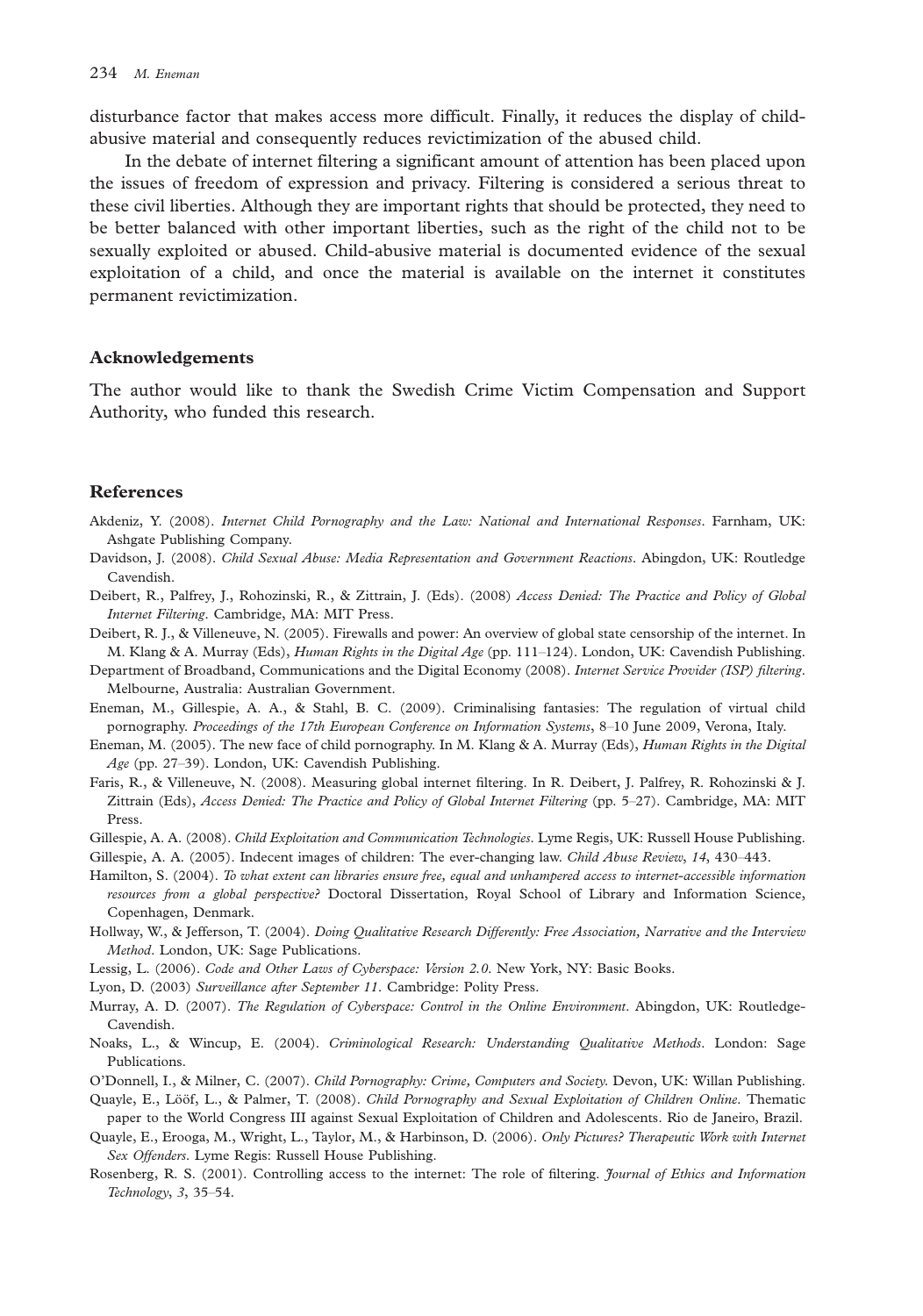disturbance factor that makes access more difficult. Finally, it reduces the display of child-abusive material and consequently reduces revictimization of the abused child.

In the debate of internet filtering a significant amount of attention has been placed upon the issues of freedom of expression and privacy. Filtering is considered a serious threat to these civil liberties. Although they are important rights that should be protected, they need to be better balanced with other important liberties, such as the right of the child not to be sexually exploited or abused. Child-abusive material is documented evidence of the sexual exploitation of a child, and once the material is available on the internet it constitutes permanent revictimization.

## Acknowledgements

The author would like to thank the Swedish Crime Victim Compensation and Support Authority, who funded this research.

## References

Akdeniz, Y. (2008). *Internet Child Pornography and the Law: National and International Responses*. Farnham, UK: Ashgate Publishing Company.

Davidson, J. (2008). *Child Sexual Abuse: Media Representation and Government Reactions*. Abingdon, UK: Routledge Cavendish.

Deibert, R., Palfrey, J., Rohozinski, R., & Zittrain, J. (Eds). (2008) *Access Denied: The Practice and Policy of Global Internet Filtering*. Cambridge, MA: MIT Press.

Deibert, R. J., & Villeneuve, N. (2005). Firewalls and power: An overview of global state censorship of the internet. In M. Klang & A. Murray (Eds), *Human Rights in the Digital Age* (pp. 111–124). London, UK: Cavendish Publishing.

Department of Broadband, Communications and the Digital Economy (2008). *Internet Service Provider (ISP) filtering*. Melbourne, Australia: Australian Government.

Eneman, M., Gillespie, A. A., & Stahl, B. C. (2009). Criminalising fantasies: The regulation of virtual child pornography. *Proceedings of the 17th European Conference on Information Systems*, 8–10 June 2009, Verona, Italy.

Eneman, M. (2005). The new face of child pornography. In M. Klang & A. Murray (Eds), *Human Rights in the Digital Age* (pp. 27–39). London, UK: Cavendish Publishing.

Faris, R., & Villeneuve, N. (2008). Measuring global internet filtering. In R. Deibert, J. Palfrey, R. Rohozinski & J. Zittrain (Eds), *Access Denied: The Practice and Policy of Global Internet Filtering* (pp. 5–27). Cambridge, MA: MIT Press.

Gillespie, A. A. (2008). *Child Exploitation and Communication Technologies*. Lyme Regis, UK: Russell House Publishing.

Gillespie, A. A. (2005). Indecent images of children: The ever-changing law. *Child Abuse Review*, *14*, 430–443.

Hamilton, S. (2004). *To what extent can libraries ensure free, equal and unhampered access to internet-accessible information resources from a global perspective?* Doctoral Dissertation, Royal School of Library and Information Science, Copenhagen, Denmark.

Hollway, W., & Jefferson, T. (2004). *Doing Qualitative Research Differently: Free Association, Narrative and the Interview Method*. London, UK: Sage Publications.

Lessig, L. (2006). *Code and Other Laws of Cyberspace: Version 2.0*. New York, NY: Basic Books.

Lyon, D. (2003) *Surveillance after September 11*. Cambridge: Polity Press.

Murray, A. D. (2007). *The Regulation of Cyberspace: Control in the Online Environment*. Abingdon, UK: Routledge-Cavendish.

Noaks, L., & Wincup, E. (2004). *Criminological Research: Understanding Qualitative Methods*. London: Sage Publications.

O'Donnell, I., & Milner, C. (2007). *Child Pornography: Crime, Computers and Society*. Devon, UK: Willan Publishing.

Quayle, E., Lööf, L., & Palmer, T. (2008). *Child Pornography and Sexual Exploitation of Children Online*. Thematic paper to the World Congress III against Sexual Exploitation of Children and Adolescents. Rio de Janeiro, Brazil.

Quayle, E., Erooga, M., Wright, L., Taylor, M., & Harbinson, D. (2006). *Only Pictures? Therapeutic Work with Internet Sex Offenders*. Lyme Regis: Russell House Publishing.

Rosenberg, R. S. (2001). Controlling access to the internet: The role of filtering. *Journal of Ethics and Information Technology*, *3*, 35–54.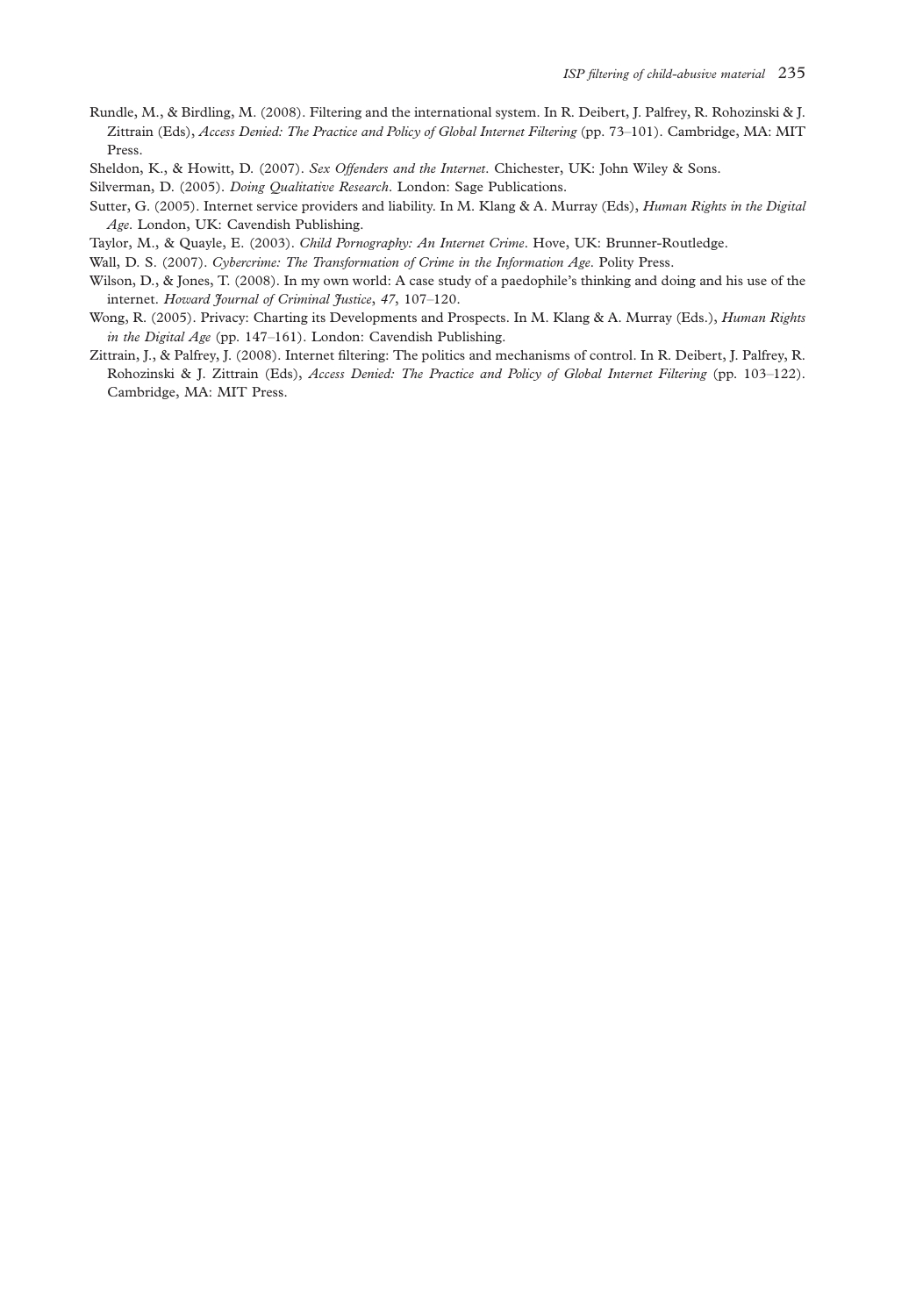Rundle, M., & Birdling, M. (2008). Filtering and the international system. In R. Deibert, J. Palfrey, R. Rohozinski & J. Zittrain (Eds), *Access Denied: The Practice and Policy of Global Internet Filtering* (pp. 73–101). Cambridge, MA: MIT Press.

Sheldon, K., & Howitt, D. (2007). *Sex Offenders and the Internet*. Chichester, UK: John Wiley & Sons.

Silverman, D. (2005). *Doing Qualitative Research*. London: Sage Publications.

Sutter, G. (2005). Internet service providers and liability. In M. Klang & A. Murray (Eds), *Human Rights in the Digital Age*. London, UK: Cavendish Publishing.

Taylor, M., & Quayle, E. (2003). *Child Pornography: An Internet Crime*. Hove, UK: Brunner-Routledge.

Wall, D. S. (2007). *Cybercrime: The Transformation of Crime in the Information Age*. Polity Press.

Wilson, D., & Jones, T. (2008). In my own world: A case study of a paedophile's thinking and doing and his use of the internet. *Howard Journal of Criminal Justice*, *47*, 107–120.

Wong, R. (2005). Privacy: Charting its Developments and Prospects. In M. Klang & A. Murray (Eds.), *Human Rights in the Digital Age* (pp. 147–161). London: Cavendish Publishing.

Zittrain, J., & Palfrey, J. (2008). Internet filtering: The politics and mechanisms of control. In R. Deibert, J. Palfrey, R. Rohozinski & J. Zittrain (Eds), *Access Denied: The Practice and Policy of Global Internet Filtering* (pp. 103–122). Cambridge, MA: MIT Press.